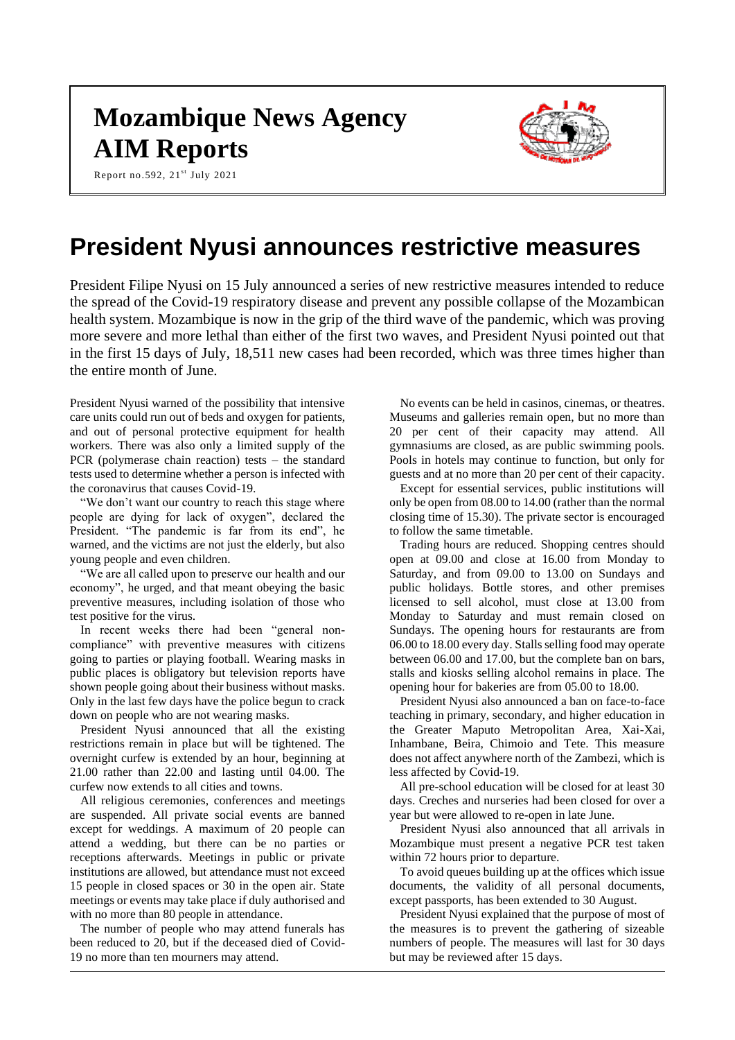# Mozambique News Agency
# AIM Reports

Report no.592, 21st July 2021

# President Nyusi announces restrictive measures

President Filipe Nyusi on 15 July announced a series of new restrictive measures intended to reduce the spread of the Covid-19 respiratory disease and prevent any possible collapse of the Mozambican health system. Mozambique is now in the grip of the third wave of the pandemic, which was proving more severe and more lethal than either of the first two waves, and President Nyusi pointed out that in the first 15 days of July, 18,511 new cases had been recorded, which was three times higher than the entire month of June.

President Nyusi warned of the possibility that intensive care units could run out of beds and oxygen for patients, and out of personal protective equipment for health workers. There was also only a limited supply of the PCR (polymerase chain reaction) tests – the standard tests used to determine whether a person is infected with the coronavirus that causes Covid-19.

"We don't want our country to reach this stage where people are dying for lack of oxygen", declared the President. "The pandemic is far from its end", he warned, and the victims are not just the elderly, but also young people and even children.

"We are all called upon to preserve our health and our economy", he urged, and that meant obeying the basic preventive measures, including isolation of those who test positive for the virus.

In recent weeks there had been "general non-compliance" with preventive measures with citizens going to parties or playing football. Wearing masks in public places is obligatory but television reports have shown people going about their business without masks. Only in the last few days have the police begun to crack down on people who are not wearing masks.

President Nyusi announced that all the existing restrictions remain in place but will be tightened. The overnight curfew is extended by an hour, beginning at 21.00 rather than 22.00 and lasting until 04.00. The curfew now extends to all cities and towns.

All religious ceremonies, conferences and meetings are suspended. All private social events are banned except for weddings. A maximum of 20 people can attend a wedding, but there can be no parties or receptions afterwards. Meetings in public or private institutions are allowed, but attendance must not exceed 15 people in closed spaces or 30 in the open air. State meetings or events may take place if duly authorised and with no more than 80 people in attendance.

The number of people who may attend funerals has been reduced to 20, but if the deceased died of Covid-19 no more than ten mourners may attend.

No events can be held in casinos, cinemas, or theatres. Museums and galleries remain open, but no more than 20 per cent of their capacity may attend. All gymnasiums are closed, as are public swimming pools. Pools in hotels may continue to function, but only for guests and at no more than 20 per cent of their capacity.

Except for essential services, public institutions will only be open from 08.00 to 14.00 (rather than the normal closing time of 15.30). The private sector is encouraged to follow the same timetable.

Trading hours are reduced. Shopping centres should open at 09.00 and close at 16.00 from Monday to Saturday, and from 09.00 to 13.00 on Sundays and public holidays. Bottle stores, and other premises licensed to sell alcohol, must close at 13.00 from Monday to Saturday and must remain closed on Sundays. The opening hours for restaurants are from 06.00 to 18.00 every day. Stalls selling food may operate between 06.00 and 17.00, but the complete ban on bars, stalls and kiosks selling alcohol remains in place. The opening hour for bakeries are from 05.00 to 18.00.

President Nyusi also announced a ban on face-to-face teaching in primary, secondary, and higher education in the Greater Maputo Metropolitan Area, Xai-Xai, Inhambane, Beira, Chimoio and Tete. This measure does not affect anywhere north of the Zambezi, which is less affected by Covid-19.

All pre-school education will be closed for at least 30 days. Creches and nurseries had been closed for over a year but were allowed to re-open in late June.

President Nyusi also announced that all arrivals in Mozambique must present a negative PCR test taken within 72 hours prior to departure.

To avoid queues building up at the offices which issue documents, the validity of all personal documents, except passports, has been extended to 30 August.

President Nyusi explained that the purpose of most of the measures is to prevent the gathering of sizeable numbers of people. The measures will last for 30 days but may be reviewed after 15 days.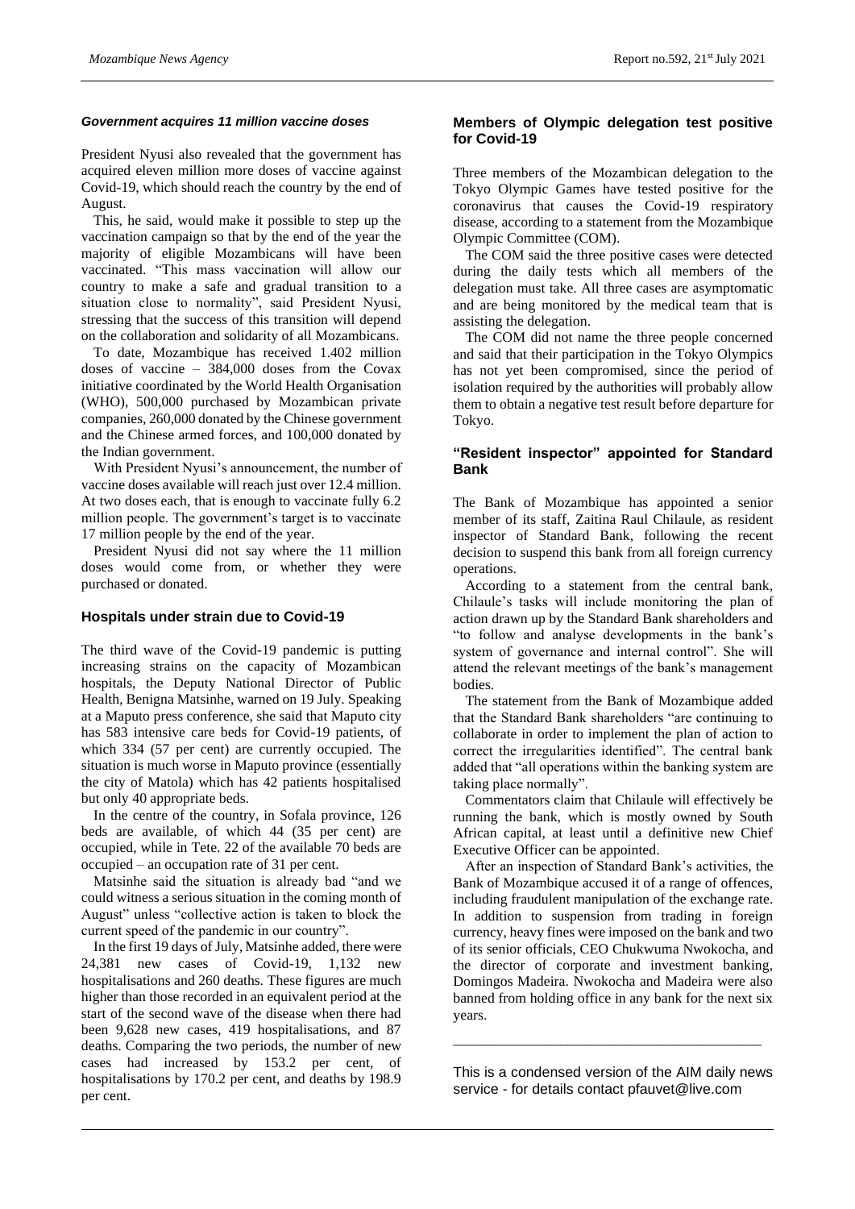### *Government acquires 11 million vaccine doses*

President Nyusi also revealed that the government has acquired eleven million more doses of vaccine against Covid-19, which should reach the country by the end of August.

This, he said, would make it possible to step up the vaccination campaign so that by the end of the year the majority of eligible Mozambicans will have been vaccinated. "This mass vaccination will allow our country to make a safe and gradual transition to a situation close to normality", said President Nyusi, stressing that the success of this transition will depend on the collaboration and solidarity of all Mozambicans.

To date, Mozambique has received 1.402 million doses of vaccine – 384,000 doses from the Covax initiative coordinated by the World Health Organisation (WHO), 500,000 purchased by Mozambican private companies, 260,000 donated by the Chinese government and the Chinese armed forces, and 100,000 donated by the Indian government.

With President Nyusi's announcement, the number of vaccine doses available will reach just over 12.4 million. At two doses each, that is enough to vaccinate fully 6.2 million people. The government's target is to vaccinate 17 million people by the end of the year.

President Nyusi did not say where the 11 million doses would come from, or whether they were purchased or donated.

## Hospitals under strain due to Covid-19

The third wave of the Covid-19 pandemic is putting increasing strains on the capacity of Mozambican hospitals, the Deputy National Director of Public Health, Benigna Matsinhe, warned on 19 July. Speaking at a Maputo press conference, she said that Maputo city has 583 intensive care beds for Covid-19 patients, of which 334 (57 per cent) are currently occupied. The situation is much worse in Maputo province (essentially the city of Matola) which has 42 patients hospitalised but only 40 appropriate beds.

In the centre of the country, in Sofala province, 126 beds are available, of which 44 (35 per cent) are occupied, while in Tete. 22 of the available 70 beds are occupied – an occupation rate of 31 per cent.

Matsinhe said the situation is already bad "and we could witness a serious situation in the coming month of August" unless "collective action is taken to block the current speed of the pandemic in our country".

In the first 19 days of July, Matsinhe added, there were 24,381 new cases of Covid-19, 1,132 new hospitalisations and 260 deaths. These figures are much higher than those recorded in an equivalent period at the start of the second wave of the disease when there had been 9,628 new cases, 419 hospitalisations, and 87 deaths. Comparing the two periods, the number of new cases had increased by 153.2 per cent, of hospitalisations by 170.2 per cent, and deaths by 198.9 per cent.

## Members of Olympic delegation test positive for Covid-19

Three members of the Mozambican delegation to the Tokyo Olympic Games have tested positive for the coronavirus that causes the Covid-19 respiratory disease, according to a statement from the Mozambique Olympic Committee (COM).

The COM said the three positive cases were detected during the daily tests which all members of the delegation must take. All three cases are asymptomatic and are being monitored by the medical team that is assisting the delegation.

The COM did not name the three people concerned and said that their participation in the Tokyo Olympics has not yet been compromised, since the period of isolation required by the authorities will probably allow them to obtain a negative test result before departure for Tokyo.

## "Resident inspector" appointed for Standard Bank

The Bank of Mozambique has appointed a senior member of its staff, Zaitina Raul Chilaule, as resident inspector of Standard Bank, following the recent decision to suspend this bank from all foreign currency operations.

According to a statement from the central bank, Chilaule's tasks will include monitoring the plan of action drawn up by the Standard Bank shareholders and "to follow and analyse developments in the bank's system of governance and internal control". She will attend the relevant meetings of the bank's management bodies.

The statement from the Bank of Mozambique added that the Standard Bank shareholders "are continuing to collaborate in order to implement the plan of action to correct the irregularities identified". The central bank added that "all operations within the banking system are taking place normally".

Commentators claim that Chilaule will effectively be running the bank, which is mostly owned by South African capital, at least until a definitive new Chief Executive Officer can be appointed.

After an inspection of Standard Bank's activities, the Bank of Mozambique accused it of a range of offences, including fraudulent manipulation of the exchange rate. In addition to suspension from trading in foreign currency, heavy fines were imposed on the bank and two of its senior officials, CEO Chukwuma Nwokocha, and the director of corporate and investment banking, Domingos Madeira. Nwokocha and Madeira were also banned from holding office in any bank for the next six years.

---

This is a condensed version of the AIM daily news service - for details contact pfauvet@live.com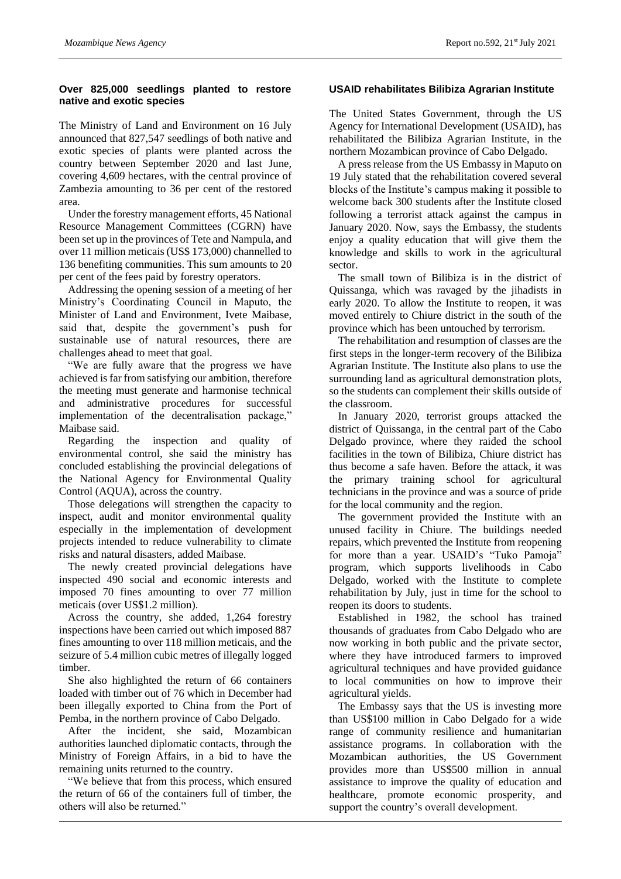### Over 825,000 seedlings planted to restore native and exotic species

The Ministry of Land and Environment on 16 July announced that 827,547 seedlings of both native and exotic species of plants were planted across the country between September 2020 and last June, covering 4,609 hectares, with the central province of Zambezia amounting to 36 per cent of the restored area.

Under the forestry management efforts, 45 National Resource Management Committees (CGRN) have been set up in the provinces of Tete and Nampula, and over 11 million meticais (US$ 173,000) channelled to 136 benefiting communities. This sum amounts to 20 per cent of the fees paid by forestry operators.

Addressing the opening session of a meeting of her Ministry's Coordinating Council in Maputo, the Minister of Land and Environment, Ivete Maibase, said that, despite the government's push for sustainable use of natural resources, there are challenges ahead to meet that goal.

"We are fully aware that the progress we have achieved is far from satisfying our ambition, therefore the meeting must generate and harmonise technical and administrative procedures for successful implementation of the decentralisation package," Maibase said.

Regarding the inspection and quality of environmental control, she said the ministry has concluded establishing the provincial delegations of the National Agency for Environmental Quality Control (AQUA), across the country.

Those delegations will strengthen the capacity to inspect, audit and monitor environmental quality especially in the implementation of development projects intended to reduce vulnerability to climate risks and natural disasters, added Maibase.

The newly created provincial delegations have inspected 490 social and economic interests and imposed 70 fines amounting to over 77 million meticais (over US$1.2 million).

Across the country, she added, 1,264 forestry inspections have been carried out which imposed 887 fines amounting to over 118 million meticais, and the seizure of 5.4 million cubic metres of illegally logged timber.

She also highlighted the return of 66 containers loaded with timber out of 76 which in December had been illegally exported to China from the Port of Pemba, in the northern province of Cabo Delgado.

After the incident, she said, Mozambican authorities launched diplomatic contacts, through the Ministry of Foreign Affairs, in a bid to have the remaining units returned to the country.

"We believe that from this process, which ensured the return of 66 of the containers full of timber, the others will also be returned."

### USAID rehabilitates Bilibiza Agrarian Institute

The United States Government, through the US Agency for International Development (USAID), has rehabilitated the Bilibiza Agrarian Institute, in the northern Mozambican province of Cabo Delgado.

A press release from the US Embassy in Maputo on 19 July stated that the rehabilitation covered several blocks of the Institute's campus making it possible to welcome back 300 students after the Institute closed following a terrorist attack against the campus in January 2020. Now, says the Embassy, the students enjoy a quality education that will give them the knowledge and skills to work in the agricultural sector.

The small town of Bilibiza is in the district of Quissanga, which was ravaged by the jihadists in early 2020. To allow the Institute to reopen, it was moved entirely to Chiure district in the south of the province which has been untouched by terrorism.

The rehabilitation and resumption of classes are the first steps in the longer-term recovery of the Bilibiza Agrarian Institute. The Institute also plans to use the surrounding land as agricultural demonstration plots, so the students can complement their skills outside of the classroom.

In January 2020, terrorist groups attacked the district of Quissanga, in the central part of the Cabo Delgado province, where they raided the school facilities in the town of Bilibiza, Chiure district has thus become a safe haven. Before the attack, it was the primary training school for agricultural technicians in the province and was a source of pride for the local community and the region.

The government provided the Institute with an unused facility in Chiure. The buildings needed repairs, which prevented the Institute from reopening for more than a year. USAID's "Tuko Pamoja" program, which supports livelihoods in Cabo Delgado, worked with the Institute to complete rehabilitation by July, just in time for the school to reopen its doors to students.

Established in 1982, the school has trained thousands of graduates from Cabo Delgado who are now working in both public and the private sector, where they have introduced farmers to improved agricultural techniques and have provided guidance to local communities on how to improve their agricultural yields.

The Embassy says that the US is investing more than US$100 million in Cabo Delgado for a wide range of community resilience and humanitarian assistance programs. In collaboration with the Mozambican authorities, the US Government provides more than US$500 million in annual assistance to improve the quality of education and healthcare, promote economic prosperity, and support the country's overall development.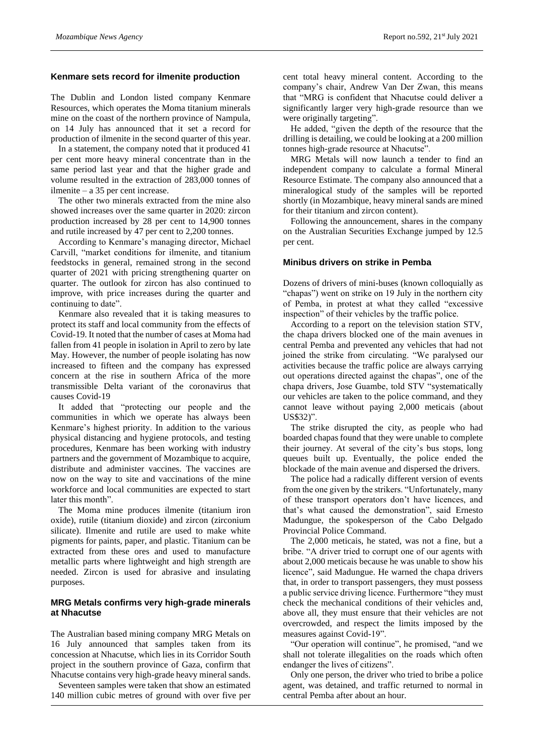## Kenmare sets record for ilmenite production

The Dublin and London listed company Kenmare Resources, which operates the Moma titanium minerals mine on the coast of the northern province of Nampula, on 14 July has announced that it set a record for production of ilmenite in the second quarter of this year.

In a statement, the company noted that it produced 41 per cent more heavy mineral concentrate than in the same period last year and that the higher grade and volume resulted in the extraction of 283,000 tonnes of ilmenite – a 35 per cent increase.

The other two minerals extracted from the mine also showed increases over the same quarter in 2020: zircon production increased by 28 per cent to 14,900 tonnes and rutile increased by 47 per cent to 2,200 tonnes.

According to Kenmare's managing director, Michael Carvill, "market conditions for ilmenite, and titanium feedstocks in general, remained strong in the second quarter of 2021 with pricing strengthening quarter on quarter. The outlook for zircon has also continued to improve, with price increases during the quarter and continuing to date".

Kenmare also revealed that it is taking measures to protect its staff and local community from the effects of Covid-19. It noted that the number of cases at Moma had fallen from 41 people in isolation in April to zero by late May. However, the number of people isolating has now increased to fifteen and the company has expressed concern at the rise in southern Africa of the more transmissible Delta variant of the coronavirus that causes Covid-19

It added that "protecting our people and the communities in which we operate has always been Kenmare's highest priority. In addition to the various physical distancing and hygiene protocols, and testing procedures, Kenmare has been working with industry partners and the government of Mozambique to acquire, distribute and administer vaccines. The vaccines are now on the way to site and vaccinations of the mine workforce and local communities are expected to start later this month".

The Moma mine produces ilmenite (titanium iron oxide), rutile (titanium dioxide) and zircon (zirconium silicate). Ilmenite and rutile are used to make white pigments for paints, paper, and plastic. Titanium can be extracted from these ores and used to manufacture metallic parts where lightweight and high strength are needed. Zircon is used for abrasive and insulating purposes.

## MRG Metals confirms very high-grade minerals at Nhacutse

The Australian based mining company MRG Metals on 16 July announced that samples taken from its concession at Nhacutse, which lies in its Corridor South project in the southern province of Gaza, confirm that Nhacutse contains very high-grade heavy mineral sands.

Seventeen samples were taken that show an estimated 140 million cubic metres of ground with over five per cent total heavy mineral content. According to the company's chair, Andrew Van Der Zwan, this means that "MRG is confident that Nhacutse could deliver a significantly larger very high-grade resource than we were originally targeting".

He added, "given the depth of the resource that the drilling is detailing, we could be looking at a 200 million tonnes high-grade resource at Nhacutse".

MRG Metals will now launch a tender to find an independent company to calculate a formal Mineral Resource Estimate. The company also announced that a mineralogical study of the samples will be reported shortly (in Mozambique, heavy mineral sands are mined for their titanium and zircon content).

Following the announcement, shares in the company on the Australian Securities Exchange jumped by 12.5 per cent.

## Minibus drivers on strike in Pemba

Dozens of drivers of mini-buses (known colloquially as "chapas") went on strike on 19 July in the northern city of Pemba, in protest at what they called "excessive inspection" of their vehicles by the traffic police.

According to a report on the television station STV, the chapa drivers blocked one of the main avenues in central Pemba and prevented any vehicles that had not joined the strike from circulating. "We paralysed our activities because the traffic police are always carrying out operations directed against the chapas", one of the chapa drivers, Jose Guambe, told STV "systematically our vehicles are taken to the police command, and they cannot leave without paying 2,000 meticais (about US$32)".

The strike disrupted the city, as people who had boarded chapas found that they were unable to complete their journey. At several of the city's bus stops, long queues built up. Eventually, the police ended the blockade of the main avenue and dispersed the drivers.

The police had a radically different version of events from the one given by the strikers. "Unfortunately, many of these transport operators don't have licences, and that's what caused the demonstration", said Ernesto Madungue, the spokesperson of the Cabo Delgado Provincial Police Command.

The 2,000 meticais, he stated, was not a fine, but a bribe. "A driver tried to corrupt one of our agents with about 2,000 meticais because he was unable to show his licence", said Madungue. He warned the chapa drivers that, in order to transport passengers, they must possess a public service driving licence. Furthermore "they must check the mechanical conditions of their vehicles and, above all, they must ensure that their vehicles are not overcrowded, and respect the limits imposed by the measures against Covid-19".

"Our operation will continue", he promised, "and we shall not tolerate illegalities on the roads which often endanger the lives of citizens".

Only one person, the driver who tried to bribe a police agent, was detained, and traffic returned to normal in central Pemba after about an hour.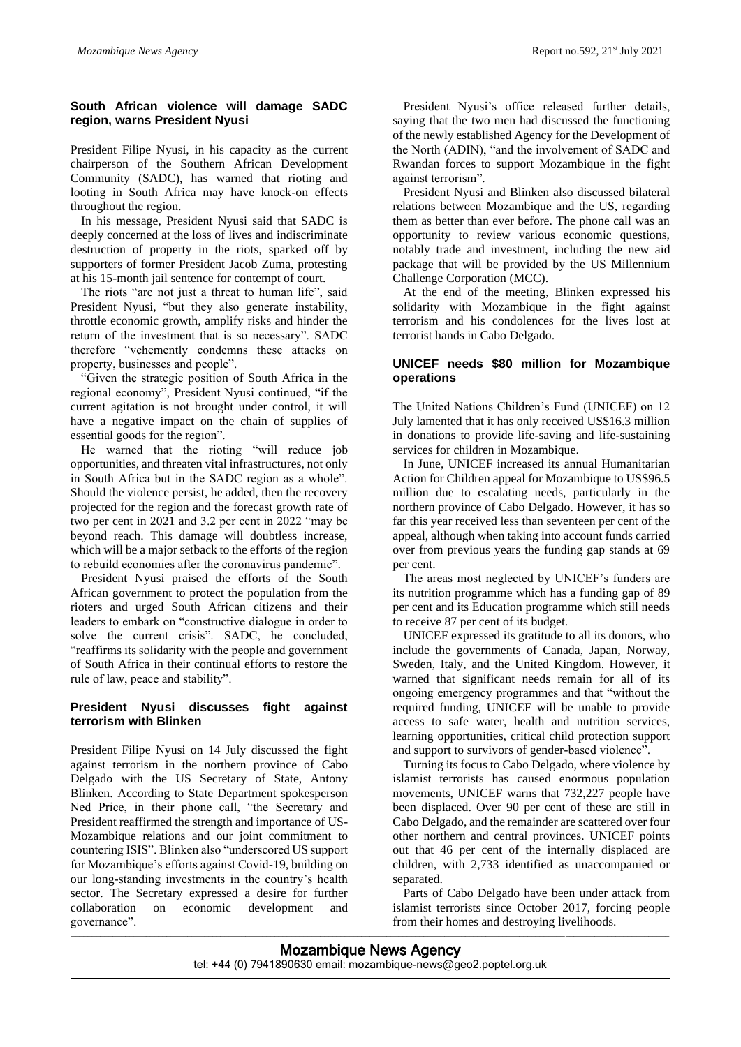## South African violence will damage SADC region, warns President Nyusi

President Filipe Nyusi, in his capacity as the current chairperson of the Southern African Development Community (SADC), has warned that rioting and looting in South Africa may have knock-on effects throughout the region.

In his message, President Nyusi said that SADC is deeply concerned at the loss of lives and indiscriminate destruction of property in the riots, sparked off by supporters of former President Jacob Zuma, protesting at his 15-month jail sentence for contempt of court.

The riots "are not just a threat to human life", said President Nyusi, "but they also generate instability, throttle economic growth, amplify risks and hinder the return of the investment that is so necessary". SADC therefore "vehemently condemns these attacks on property, businesses and people".

"Given the strategic position of South Africa in the regional economy", President Nyusi continued, "if the current agitation is not brought under control, it will have a negative impact on the chain of supplies of essential goods for the region".

He warned that the rioting "will reduce job opportunities, and threaten vital infrastructures, not only in South Africa but in the SADC region as a whole". Should the violence persist, he added, then the recovery projected for the region and the forecast growth rate of two per cent in 2021 and 3.2 per cent in 2022 "may be beyond reach. This damage will doubtless increase, which will be a major setback to the efforts of the region to rebuild economies after the coronavirus pandemic".

President Nyusi praised the efforts of the South African government to protect the population from the rioters and urged South African citizens and their leaders to embark on "constructive dialogue in order to solve the current crisis". SADC, he concluded, "reaffirms its solidarity with the people and government of South Africa in their continual efforts to restore the rule of law, peace and stability".

## President Nyusi discusses fight against terrorism with Blinken

President Filipe Nyusi on 14 July discussed the fight against terrorism in the northern province of Cabo Delgado with the US Secretary of State, Antony Blinken. According to State Department spokesperson Ned Price, in their phone call, "the Secretary and President reaffirmed the strength and importance of US-Mozambique relations and our joint commitment to countering ISIS". Blinken also "underscored US support for Mozambique's efforts against Covid-19, building on our long-standing investments in the country's health sector. The Secretary expressed a desire for further collaboration on economic development and governance".

President Nyusi's office released further details, saying that the two men had discussed the functioning of the newly established Agency for the Development of the North (ADIN), "and the involvement of SADC and Rwandan forces to support Mozambique in the fight against terrorism".

President Nyusi and Blinken also discussed bilateral relations between Mozambique and the US, regarding them as better than ever before. The phone call was an opportunity to review various economic questions, notably trade and investment, including the new aid package that will be provided by the US Millennium Challenge Corporation (MCC).

At the end of the meeting, Blinken expressed his solidarity with Mozambique in the fight against terrorism and his condolences for the lives lost at terrorist hands in Cabo Delgado.

## UNICEF needs $80 million for Mozambique operations

The United Nations Children's Fund (UNICEF) on 12 July lamented that it has only received US$16.3 million in donations to provide life-saving and life-sustaining services for children in Mozambique.

In June, UNICEF increased its annual Humanitarian Action for Children appeal for Mozambique to US$96.5 million due to escalating needs, particularly in the northern province of Cabo Delgado. However, it has so far this year received less than seventeen per cent of the appeal, although when taking into account funds carried over from previous years the funding gap stands at 69 per cent.

The areas most neglected by UNICEF's funders are its nutrition programme which has a funding gap of 89 per cent and its Education programme which still needs to receive 87 per cent of its budget.

UNICEF expressed its gratitude to all its donors, who include the governments of Canada, Japan, Norway, Sweden, Italy, and the United Kingdom. However, it warned that significant needs remain for all of its ongoing emergency programmes and that "without the required funding, UNICEF will be unable to provide access to safe water, health and nutrition services, learning opportunities, critical child protection support and support to survivors of gender-based violence".

Turning its focus to Cabo Delgado, where violence by islamist terrorists has caused enormous population movements, UNICEF warns that 732,227 people have been displaced. Over 90 per cent of these are still in Cabo Delgado, and the remainder are scattered over four other northern and central provinces. UNICEF points out that 46 per cent of the internally displaced are children, with 2,733 identified as unaccompanied or separated.

Parts of Cabo Delgado have been under attack from islamist terrorists since October 2017, forcing people from their homes and destroying livelihoods.

Mozambique News Agency
tel: +44 (0) 7941890630 email: mozambique-news@geo2.poptel.org.uk